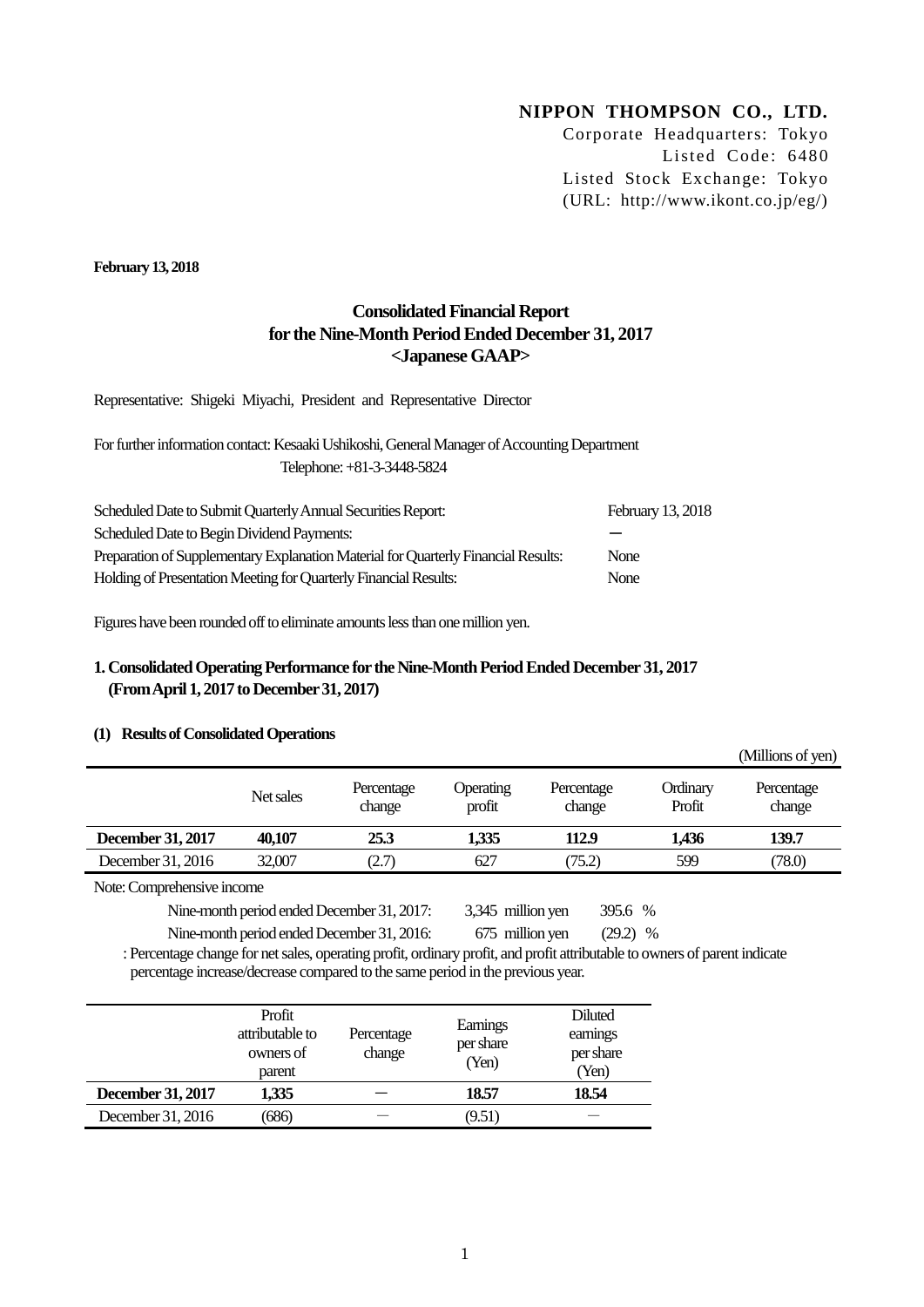**NIPPON THOMPSON CO., LTD.**
Corporate Headquarters: Tokyo
Listed Code: 6480
Listed Stock Exchange: Tokyo
(URL: http://www.ikont.co.jp/eg/)

**February 13, 2018**

# Consolidated Financial Report for the Nine-Month Period Ended December 31, 2017 <Japanese GAAP>

Representative: Shigeki Miyachi, President and Representative Director

For further information contact: Kesaaki Ushikoshi, General Manager of Accounting Department
Telephone: +81-3-3448-5824

| | |
|---|---|
| Scheduled Date to Submit Quarterly Annual Securities Report: | February 13, 2018 |
| Scheduled Date to Begin Dividend Payments: | ― |
| Preparation of Supplementary Explanation Material for Quarterly Financial Results: | None |
| Holding of Presentation Meeting for Quarterly Financial Results: | None |

Figures have been rounded off to eliminate amounts less than one million yen.

## 1. Consolidated Operating Performance for the Nine-Month Period Ended December 31, 2017 (From April 1, 2017 to December 31, 2017)

### (1) Results of Consolidated Operations

(Millions of yen)

| | Net sales | Percentage change | Operating profit | Percentage change | Ordinary Profit | Percentage change |
|---|---|---|---|---|---|---|
| **December 31, 2017** | **40,107** | **25.3** | **1,335** | **112.9** | **1,436** | **139.7** |
| December 31, 2016 | 32,007 | (2.7) | 627 | (75.2) | 599 | (78.0) |

Note: Comprehensive income

Nine-month period ended December 31, 2017: 3,345 million yen 395.6 %

Nine-month period ended December 31, 2016: 675 million yen (29.2) %

: Percentage change for net sales, operating profit, ordinary profit, and profit attributable to owners of parent indicate percentage increase/decrease compared to the same period in the previous year.

| | Profit attributable to owners of parent | Percentage change | Earnings per share (Yen) | Diluted earnings per share (Yen) |
|---|---|---|---|---|
| **December 31, 2017** | **1,335** | ― | **18.57** | **18.54** |
| December 31, 2016 | (686) | ― | (9.51) | ― |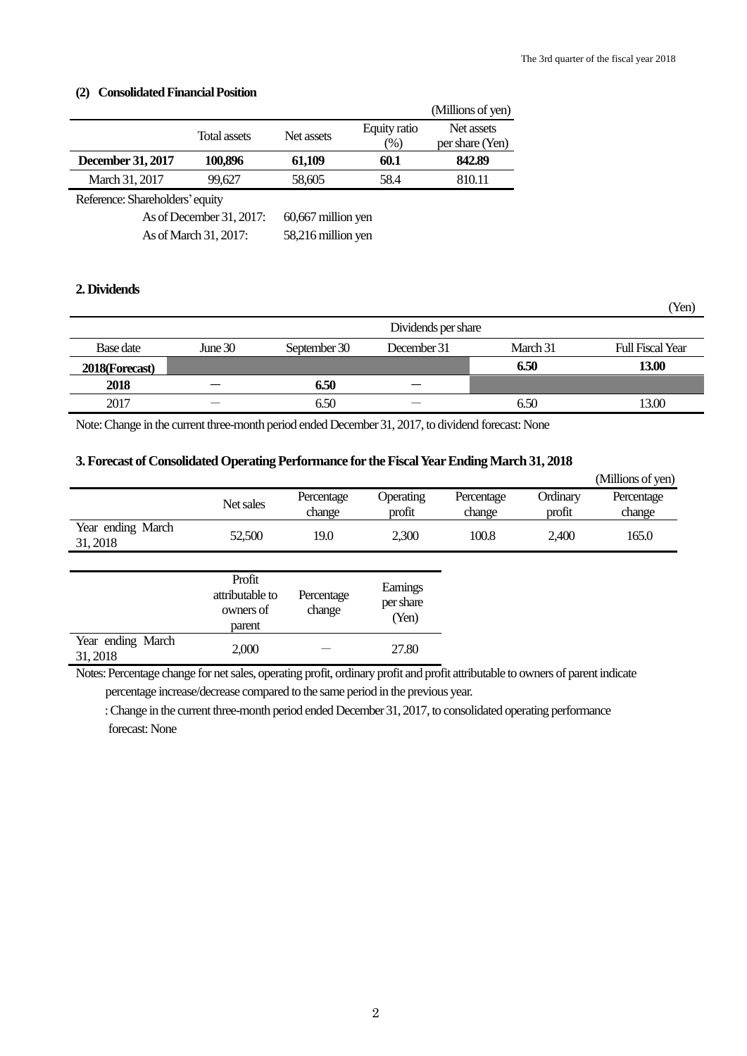### (2) Consolidated Financial Position

(Millions of yen)

| | Total assets | Net assets | Equity ratio (%) | Net assets per share (Yen) |
|---|---|---|---|---|
| **December 31, 2017** | **100,896** | **61,109** | **60.1** | **842.89** |
| March 31, 2017 | 99,627 | 58,605 | 58.4 | 810.11 |

Reference: Shareholders' equity

As of December 31, 2017: 60,667 million yen

As of March 31, 2017: 58,216 million yen

## 2. Dividends

(Yen)

| | Dividends per share | | | | |
|---|---|---|---|---|---|
| Base date | June 30 | September 30 | December 31 | March 31 | Full Fiscal Year |
| **2018(Forecast)** | | | | **6.50** | **13.00** |
| **2018** | ― | **6.50** | ― | | |
| 2017 | ― | 6.50 | ― | 6.50 | 13.00 |

Note: Change in the current three-month period ended December 31, 2017, to dividend forecast: None

## 3. Forecast of Consolidated Operating Performance for the Fiscal Year Ending March 31, 2018

(Millions of yen)

| | Net sales | Percentage change | Operating profit | Percentage change | Ordinary profit | Percentage change |
|---|---|---|---|---|---|---|
| Year ending March 31, 2018 | 52,500 | 19.0 | 2,300 | 100.8 | 2,400 | 165.0 |

| | Profit attributable to owners of parent | Percentage change | Earnings per share (Yen) |
|---|---|---|---|
| Year ending March 31, 2018 | 2,000 | ― | 27.80 |

Notes: Percentage change for net sales, operating profit, ordinary profit and profit attributable to owners of parent indicate percentage increase/decrease compared to the same period in the previous year.

: Change in the current three-month period ended December 31, 2017, to consolidated operating performance forecast: None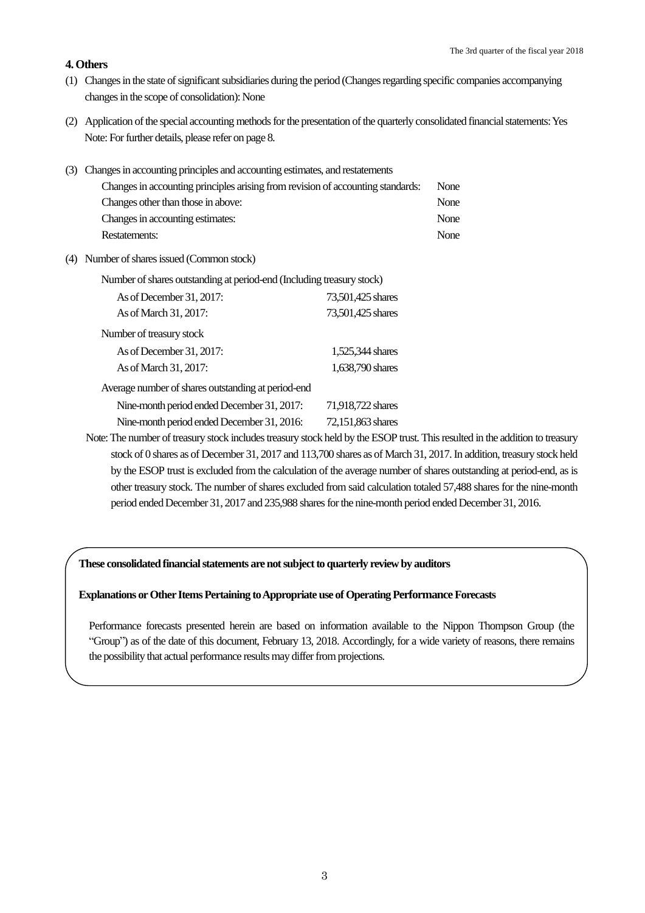## 4. Others

(1) Changes in the state of significant subsidiaries during the period (Changes regarding specific companies accompanying changes in the scope of consolidation): None

(2) Application of the special accounting methods for the presentation of the quarterly consolidated financial statements: Yes
Note: For further details, please refer on page 8.

(3) Changes in accounting principles and accounting estimates, and restatements

| | |
|---|---|
| Changes in accounting principles arising from revision of accounting standards: | None |
| Changes other than those in above: | None |
| Changes in accounting estimates: | None |
| Restatements: | None |

(4) Number of shares issued (Common stock)

| | |
|---|---|
| Number of shares outstanding at period-end (Including treasury stock) | |
| As of December 31, 2017: | 73,501,425 shares |
| As of March 31, 2017: | 73,501,425 shares |
| Number of treasury stock | |
| As of December 31, 2017: | 1,525,344 shares |
| As of March 31, 2017: | 1,638,790 shares |
| Average number of shares outstanding at period-end | |
| Nine-month period ended December 31, 2017: | 71,918,722 shares |
| Nine-month period ended December 31, 2016: | 72,151,863 shares |

Note: The number of treasury stock includes treasury stock held by the ESOP trust. This resulted in the addition to treasury stock of 0 shares as of December 31, 2017 and 113,700 shares as of March 31, 2017. In addition, treasury stock held by the ESOP trust is excluded from the calculation of the average number of shares outstanding at period-end, as is other treasury stock. The number of shares excluded from said calculation totaled 57,488 shares for the nine-month period ended December 31, 2017 and 235,988 shares for the nine-month period ended December 31, 2016.

**These consolidated financial statements are not subject to quarterly review by auditors**

**Explanations or Other Items Pertaining to Appropriate use of Operating Performance Forecasts**

Performance forecasts presented herein are based on information available to the Nippon Thompson Group (the "Group") as of the date of this document, February 13, 2018. Accordingly, for a wide variety of reasons, there remains the possibility that actual performance results may differ from projections.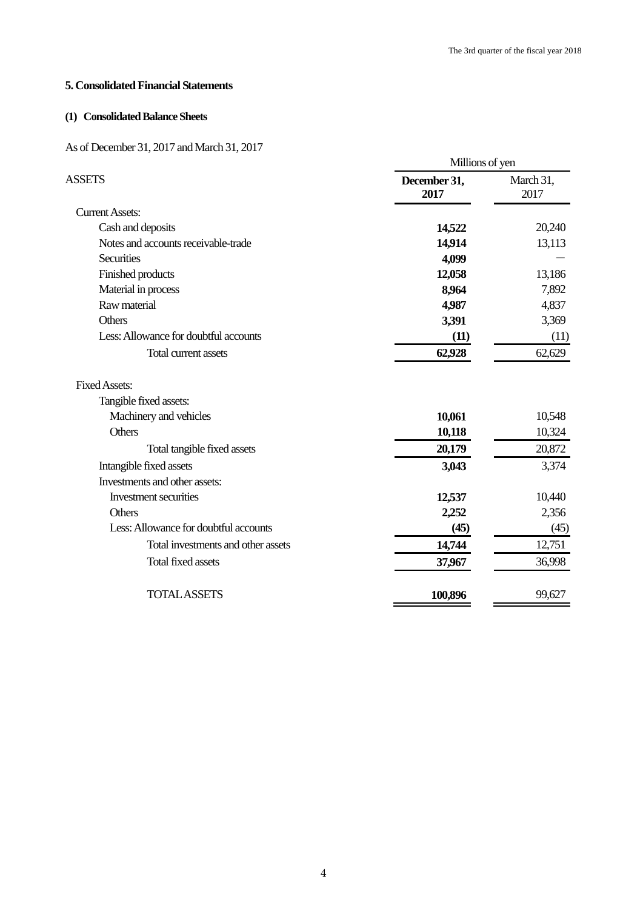## 5. Consolidated Financial Statements

### (1) Consolidated Balance Sheets

As of December 31, 2017 and March 31, 2017

| | Millions of yen | |
|---|---|---|
| ASSETS | **December 31, 2017** | March 31, 2017 |
| Current Assets: | | |
| Cash and deposits | **14,522** | 20,240 |
| Notes and accounts receivable-trade | **14,914** | 13,113 |
| Securities | **4,099** | — |
| Finished products | **12,058** | 13,186 |
| Material in process | **8,964** | 7,892 |
| Raw material | **4,987** | 4,837 |
| Others | **3,391** | 3,369 |
| Less: Allowance for doubtful accounts | **(11)** | (11) |
| Total current assets | **62,928** | 62,629 |
| Fixed Assets: | | |
| Tangible fixed assets: | | |
| Machinery and vehicles | **10,061** | 10,548 |
| Others | **10,118** | 10,324 |
| Total tangible fixed assets | **20,179** | 20,872 |
| Intangible fixed assets | **3,043** | 3,374 |
| Investments and other assets: | | |
| Investment securities | **12,537** | 10,440 |
| Others | **2,252** | 2,356 |
| Less: Allowance for doubtful accounts | **(45)** | (45) |
| Total investments and other assets | **14,744** | 12,751 |
| Total fixed assets | **37,967** | 36,998 |
| TOTAL ASSETS | **100,896** | 99,627 |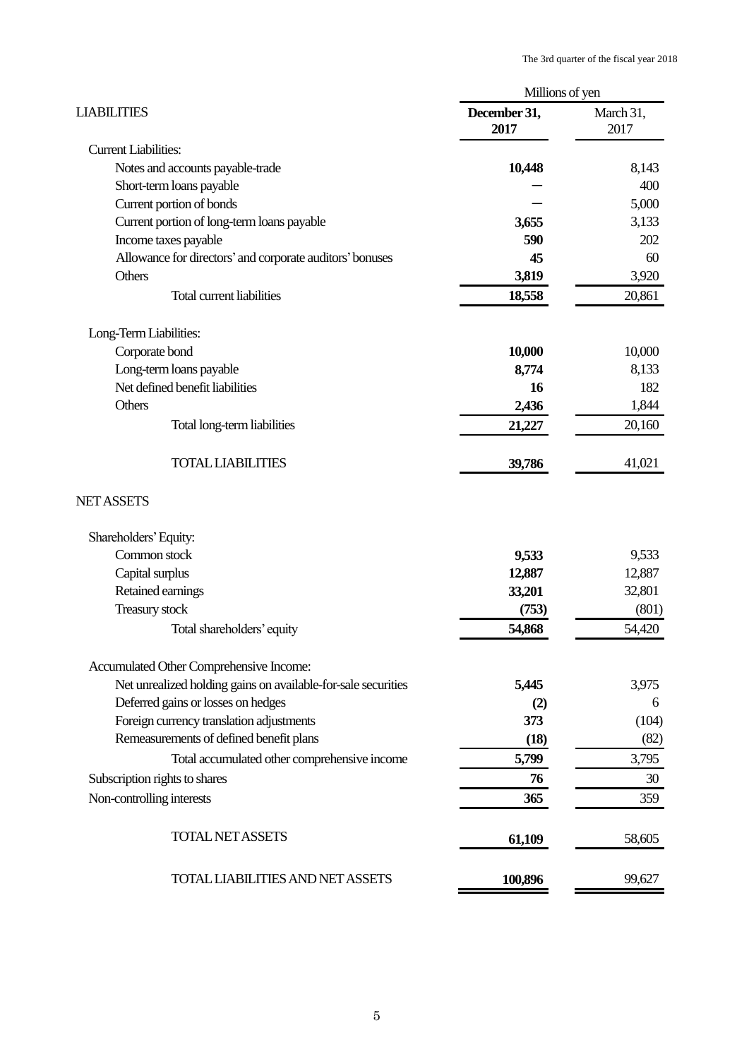| LIABILITIES | Millions of yen | |
|---|---|---|
| | **December 31, 2017** | March 31, 2017 |
| Current Liabilities: | | |
| Notes and accounts payable-trade | **10,448** | 8,143 |
| Short-term loans payable | **—** | 400 |
| Current portion of bonds | **—** | 5,000 |
| Current portion of long-term loans payable | **3,655** | 3,133 |
| Income taxes payable | **590** | 202 |
| Allowance for directors' and corporate auditors' bonuses | **45** | 60 |
| Others | **3,819** | 3,920 |
| Total current liabilities | **18,558** | 20,861 |
| Long-Term Liabilities: | | |
| Corporate bond | **10,000** | 10,000 |
| Long-term loans payable | **8,774** | 8,133 |
| Net defined benefit liabilities | **16** | 182 |
| Others | **2,436** | 1,844 |
| Total long-term liabilities | **21,227** | 20,160 |
| TOTAL LIABILITIES | **39,786** | 41,021 |
| NET ASSETS | | |
| Shareholders' Equity: | | |
| Common stock | **9,533** | 9,533 |
| Capital surplus | **12,887** | 12,887 |
| Retained earnings | **33,201** | 32,801 |
| Treasury stock | **(753)** | (801) |
| Total shareholders' equity | **54,868** | 54,420 |
| Accumulated Other Comprehensive Income: | | |
| Net unrealized holding gains on available-for-sale securities | **5,445** | 3,975 |
| Deferred gains or losses on hedges | **(2)** | 6 |
| Foreign currency translation adjustments | **373** | (104) |
| Remeasurements of defined benefit plans | **(18)** | (82) |
| Total accumulated other comprehensive income | **5,799** | 3,795 |
| Subscription rights to shares | **76** | 30 |
| Non-controlling interests | **365** | 359 |
| TOTAL NET ASSETS | **61,109** | 58,605 |
| TOTAL LIABILITIES AND NET ASSETS | **100,896** | 99,627 |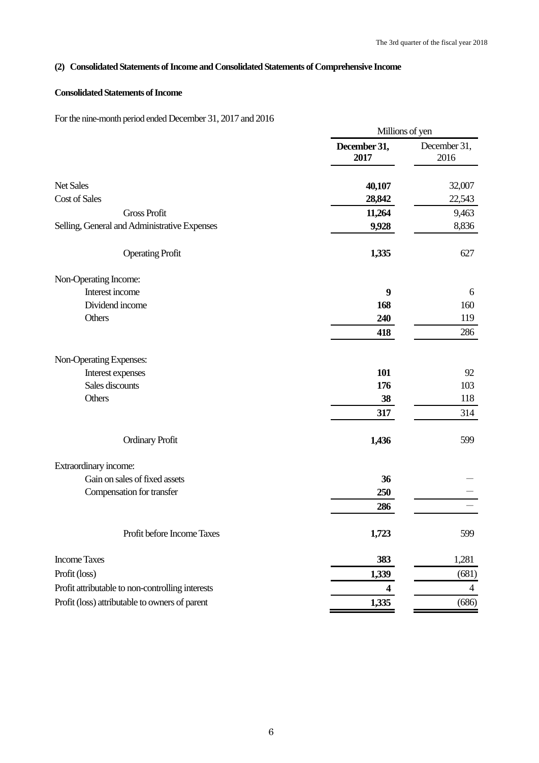## (2) Consolidated Statements of Income and Consolidated Statements of Comprehensive Income

### Consolidated Statements of Income

For the nine-month period ended December 31, 2017 and 2016

| | Millions of yen | |
|---|---|---|
| | **December 31, 2017** | December 31, 2016 |
| Net Sales | **40,107** | 32,007 |
| Cost of Sales | **28,842** | 22,543 |
| Gross Profit | **11,264** | 9,463 |
| Selling, General and Administrative Expenses | **9,928** | 8,836 |
| Operating Profit | **1,335** | 627 |
| Non-Operating Income: | | |
| Interest income | **9** | 6 |
| Dividend income | **168** | 160 |
| Others | **240** | 119 |
| | **418** | 286 |
| Non-Operating Expenses: | | |
| Interest expenses | **101** | 92 |
| Sales discounts | **176** | 103 |
| Others | **38** | 118 |
| | **317** | 314 |
| Ordinary Profit | **1,436** | 599 |
| Extraordinary income: | | |
| Gain on sales of fixed assets | **36** | — |
| Compensation for transfer | **250** | — |
| | **286** | — |
| Profit before Income Taxes | **1,723** | 599 |
| Income Taxes | **383** | 1,281 |
| Profit (loss) | **1,339** | (681) |
| Profit attributable to non-controlling interests | **4** | 4 |
| Profit (loss) attributable to owners of parent | **1,335** | (686) |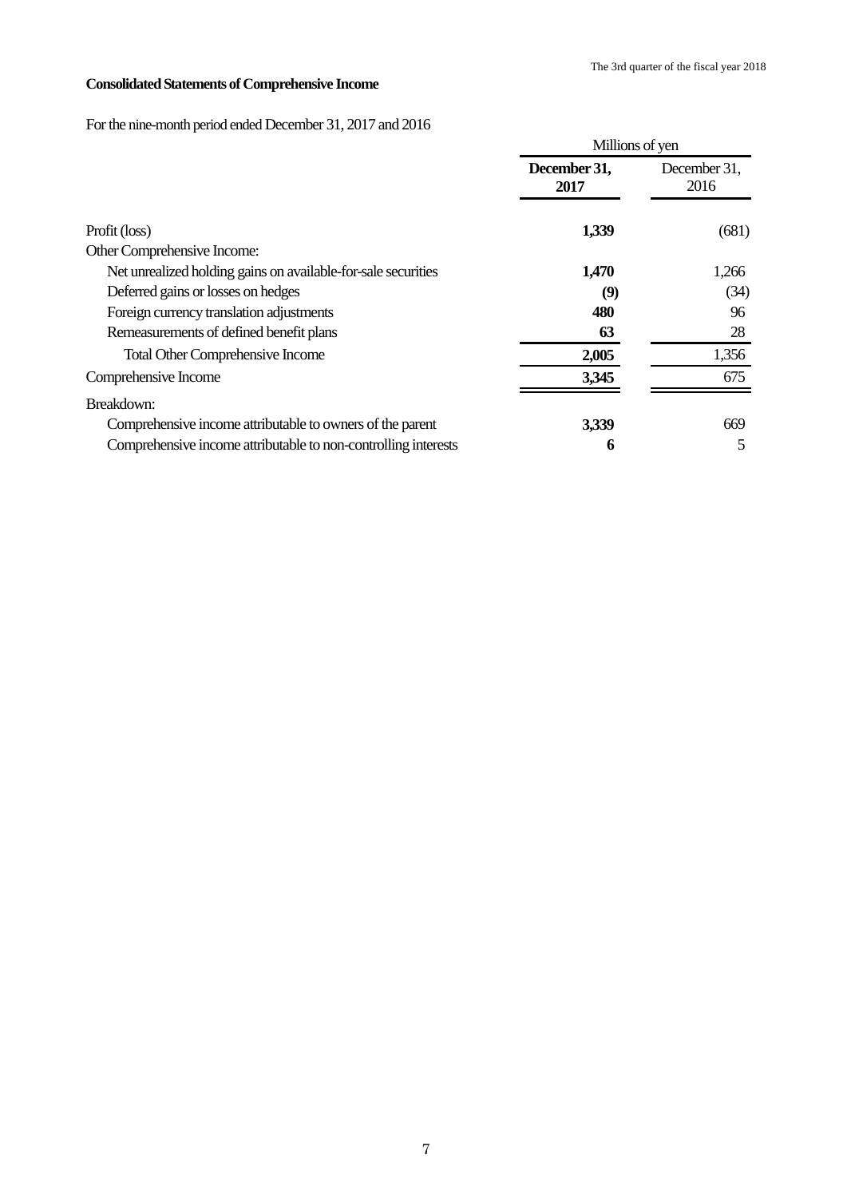**Consolidated Statements of Comprehensive Income**

For the nine-month period ended December 31, 2017 and 2016

| | Millions of yen | |
|---|---|---|
| | **December 31, 2017** | December 31, 2016 |
| Profit (loss) | **1,339** | (681) |
| Other Comprehensive Income: | | |
| Net unrealized holding gains on available-for-sale securities | **1,470** | 1,266 |
| Deferred gains or losses on hedges | **(9)** | (34) |
| Foreign currency translation adjustments | **480** | 96 |
| Remeasurements of defined benefit plans | **63** | 28 |
| Total Other Comprehensive Income | **2,005** | 1,356 |
| Comprehensive Income | **3,345** | 675 |
| Breakdown: | | |
| Comprehensive income attributable to owners of the parent | **3,339** | 669 |
| Comprehensive income attributable to non-controlling interests | **6** | 5 |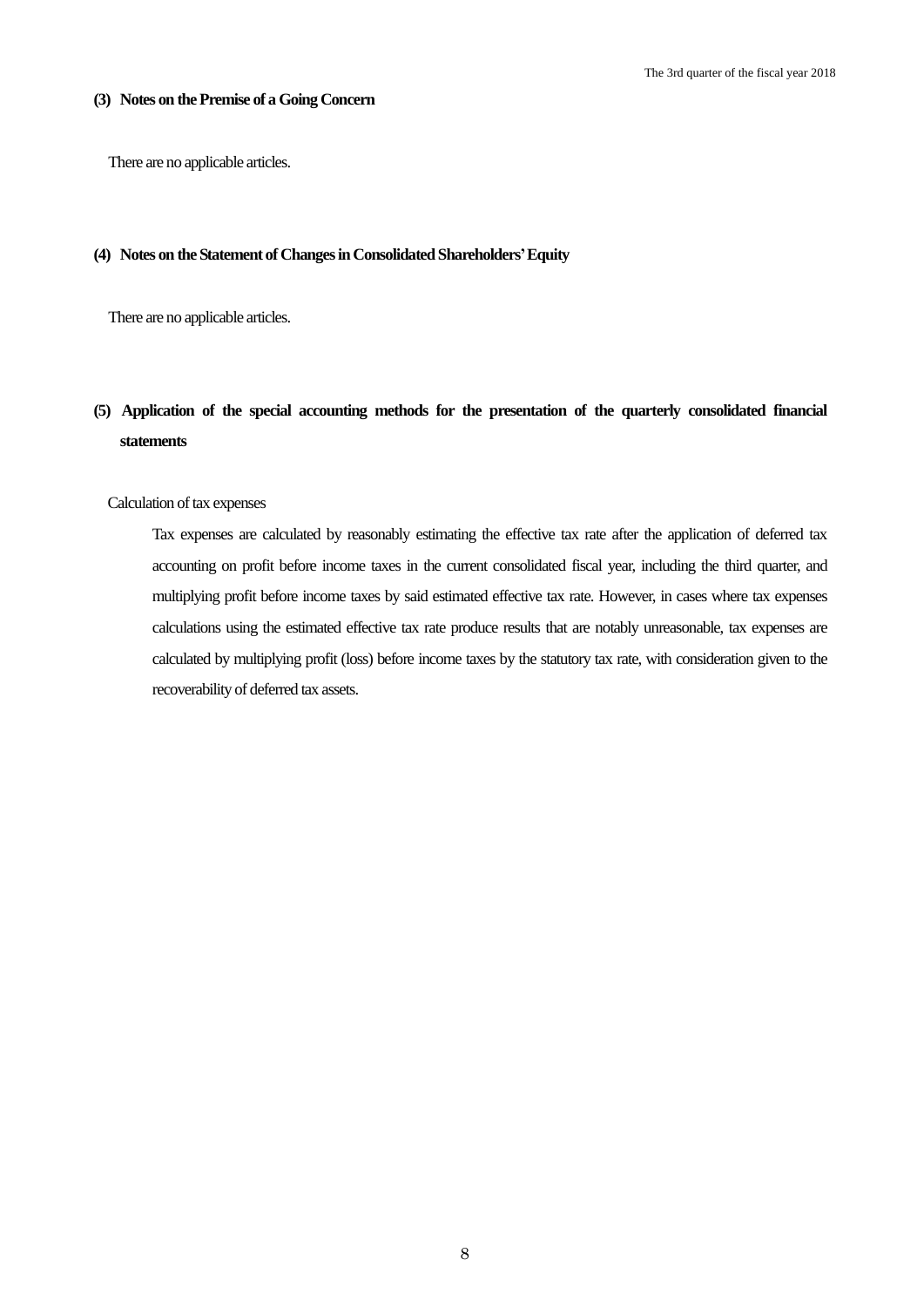### (3) Notes on the Premise of a Going Concern

There are no applicable articles.

### (4) Notes on the Statement of Changes in Consolidated Shareholders' Equity

There are no applicable articles.

### (5) Application of the special accounting methods for the presentation of the quarterly consolidated financial statements

Calculation of tax expenses

Tax expenses are calculated by reasonably estimating the effective tax rate after the application of deferred tax accounting on profit before income taxes in the current consolidated fiscal year, including the third quarter, and multiplying profit before income taxes by said estimated effective tax rate. However, in cases where tax expenses calculations using the estimated effective tax rate produce results that are notably unreasonable, tax expenses are calculated by multiplying profit (loss) before income taxes by the statutory tax rate, with consideration given to the recoverability of deferred tax assets.